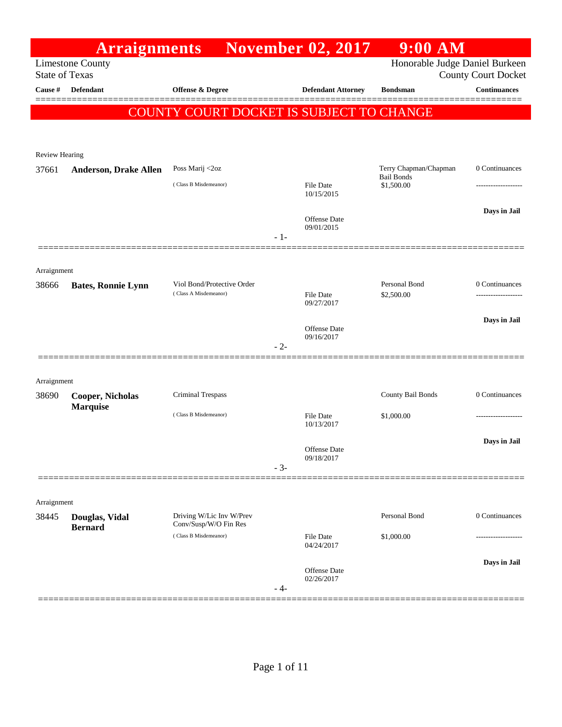# Arraignments November 02, 2017 9:00 AM

Limestone County
State of Texas

Honorable Judge Daniel Burkeen
County Court Docket

| Cause # | Defendant | Offense & Degree | Defendant Attorney | Bondsman | Continuances |
|---|---|---|---|---|---|

**COUNTY COURT DOCKET IS SUBJECT TO CHANGE**

Review Hearing

| Cause # | Defendant | Offense & Degree | Defendant Attorney | Bondsman | Continuances |
|---|---|---|---|---|---|
| 37661 | **Anderson, Drake Allen** | Poss Marij <2oz (Class B Misdemeanor) | File Date 10/15/2015; Offense Date 09/01/2015 | Terry Chapman/Chapman Bail Bonds $1,500.00 | 0 Continuances; Days in Jail |

- 1-

Arraignment

| Cause # | Defendant | Offense & Degree | Defendant Attorney | Bondsman | Continuances |
|---|---|---|---|---|---|
| 38666 | **Bates, Ronnie Lynn** | Viol Bond/Protective Order (Class A Misdemeanor) | File Date 09/27/2017; Offense Date 09/16/2017 | Personal Bond $2,500.00 | 0 Continuances; Days in Jail |

- 2-

Arraignment

| Cause # | Defendant | Offense & Degree | Defendant Attorney | Bondsman | Continuances |
|---|---|---|---|---|---|
| 38690 | **Cooper, Nicholas Marquise** | Criminal Trespass (Class B Misdemeanor) | File Date 10/13/2017; Offense Date 09/18/2017 | County Bail Bonds $1,000.00 | 0 Continuances; Days in Jail |

- 3-

Arraignment

| Cause # | Defendant | Offense & Degree | Defendant Attorney | Bondsman | Continuances |
|---|---|---|---|---|---|
| 38445 | **Douglas, Vidal Bernard** | Driving W/Lic Inv W/Prev Conv/Susp/W/O Fin Res (Class B Misdemeanor) | File Date 04/24/2017; Offense Date 02/26/2017 | Personal Bond $1,000.00 | 0 Continuances; Days in Jail |

- 4-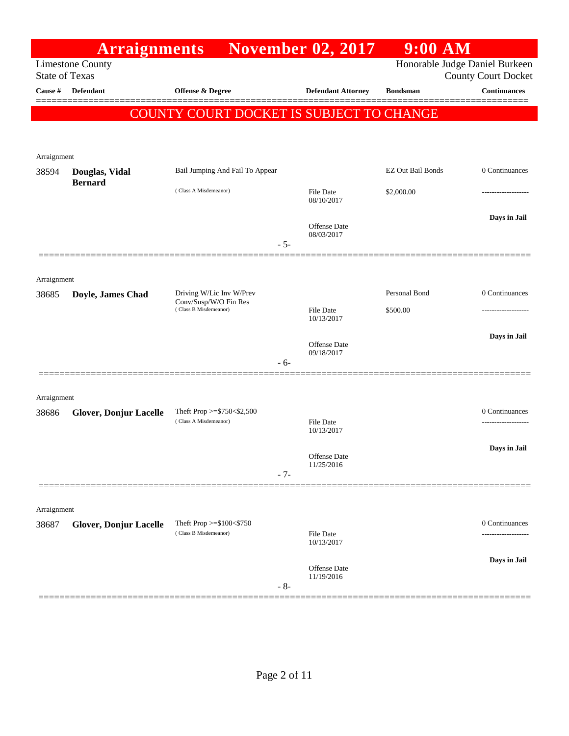# Arraignments November 02, 2017 9:00 AM

Limestone County
State of Texas

Honorable Judge Daniel Burkeen
County Court Docket

| Cause # | Defendant | Offense & Degree | Defendant Attorney | Bondsman | Continuances |
|---|---|---|---|---|---|

**COUNTY COURT DOCKET IS SUBJECT TO CHANGE**

Arraignment

| Cause # | Defendant | Offense & Degree | Defendant Attorney | Bondsman | Continuances |
|---|---|---|---|---|---|
| 38594 | **Douglas, Vidal Bernard** | Bail Jumping And Fail To Appear ( Class A Misdemeanor) | File Date 08/10/2017<br>Offense Date 08/03/2017 | EZ Out Bail Bonds<br>$2,000.00 | 0 Continuances<br>-------------------<br>**Days in Jail** |

- 5-

Arraignment

| Cause # | Defendant | Offense & Degree | Defendant Attorney | Bondsman | Continuances |
|---|---|---|---|---|---|
| 38685 | **Doyle, James Chad** | Driving W/Lic Inv W/Prev Conv/Susp/W/O Fin Res ( Class B Misdemeanor) | File Date 10/13/2017<br>Offense Date 09/18/2017 | Personal Bond<br>$500.00 | 0 Continuances<br>-------------------<br>**Days in Jail** |

- 6-

Arraignment

| Cause # | Defendant | Offense & Degree | Defendant Attorney | Bondsman | Continuances |
|---|---|---|---|---|---|
| 38686 | **Glover, Donjur Lacelle** | Theft Prop >=$750<$2,500 ( Class A Misdemeanor) | File Date 10/13/2017<br>Offense Date 11/25/2016 | | 0 Continuances<br>-------------------<br>**Days in Jail** |

- 7-

Arraignment

| Cause # | Defendant | Offense & Degree | Defendant Attorney | Bondsman | Continuances |
|---|---|---|---|---|---|
| 38687 | **Glover, Donjur Lacelle** | Theft Prop >=$100<$750 ( Class B Misdemeanor) | File Date 10/13/2017<br>Offense Date 11/19/2016 | | 0 Continuances<br>-------------------<br>**Days in Jail** |

- 8-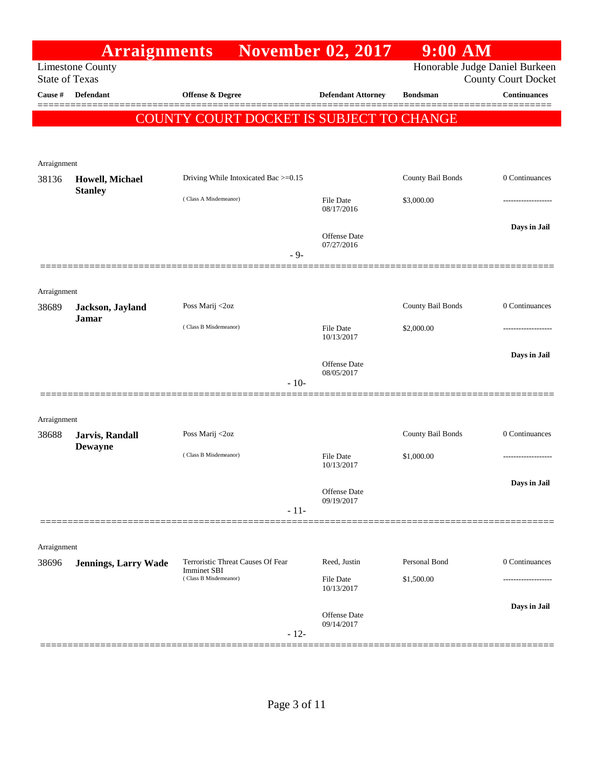# Arraignments November 02, 2017 9:00 AM

Limestone County
State of Texas

Honorable Judge Daniel Burkeen
County Court Docket

**COUNTY COURT DOCKET IS SUBJECT TO CHANGE**

| Cause # | Defendant | Offense & Degree | Defendant Attorney | Bondsman | Continuances |
|---|---|---|---|---|---|
| Arraignment | | | | | |
| 38136 | **Howell, Michael Stanley** | Driving While Intoxicated Bac >=0.15 (Class A Misdemeanor) | File Date 08/17/2016 Offense Date 07/27/2016 | County Bail Bonds $3,000.00 | 0 Continuances ------------------- **Days in Jail** |
| | | - 9- | | | |
| Arraignment | | | | | |
| 38689 | **Jackson, Jayland Jamar** | Poss Marij <2oz (Class B Misdemeanor) | File Date 10/13/2017 Offense Date 08/05/2017 | County Bail Bonds $2,000.00 | 0 Continuances ------------------- **Days in Jail** |
| | | - 10- | | | |
| Arraignment | | | | | |
| 38688 | **Jarvis, Randall Dewayne** | Poss Marij <2oz (Class B Misdemeanor) | File Date 10/13/2017 Offense Date 09/19/2017 | County Bail Bonds $1,000.00 | 0 Continuances ------------------- **Days in Jail** |
| | | - 11- | | | |
| Arraignment | | | | | |
| 38696 | **Jennings, Larry Wade** | Terroristic Threat Causes Of Fear Imminet SBI (Class B Misdemeanor) | Reed, Justin File Date 10/13/2017 Offense Date 09/14/2017 | Personal Bond $1,500.00 | 0 Continuances ------------------- **Days in Jail** |
| | | - 12- | | | |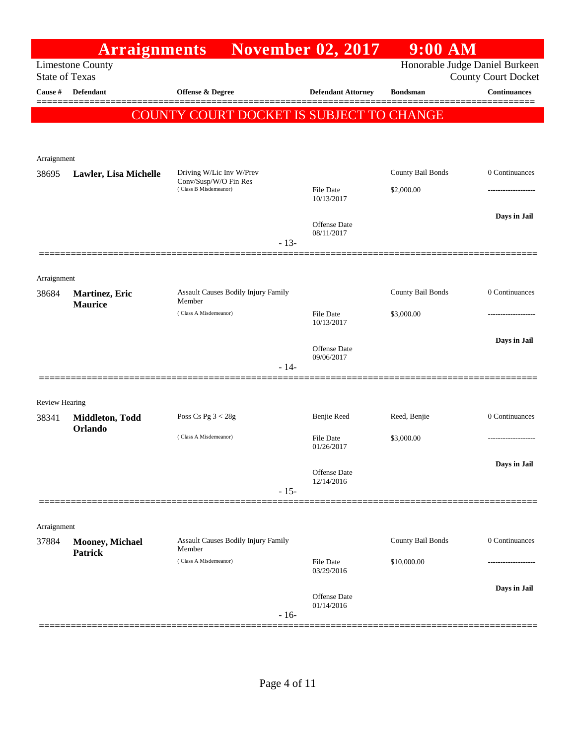# Arraignments November 02, 2017 9:00 AM

Limestone County
State of Texas

Honorable Judge Daniel Burkeen
County Court Docket

**COUNTY COURT DOCKET IS SUBJECT TO CHANGE**

| Cause # | Defendant | Offense & Degree | Defendant Attorney | Bondsman | Continuances |
|---|---|---|---|---|---|
| Arraignment | | | | | |
| 38695 | **Lawler, Lisa Michelle** | Driving W/Lic Inv W/Prev Conv/Susp/W/O Fin Res (Class B Misdemeanor) | File Date 10/13/2017<br>Offense Date 08/11/2017 | County Bail Bonds<br>$2,000.00 | 0 Continuances<br>-------------------<br>**Days in Jail** |
| | | | - 13- | | |
| Arraignment | | | | | |
| 38684 | **Martinez, Eric Maurice** | Assault Causes Bodily Injury Family Member (Class A Misdemeanor) | File Date 10/13/2017<br>Offense Date 09/06/2017 | County Bail Bonds<br>$3,000.00 | 0 Continuances<br>-------------------<br>**Days in Jail** |
| | | | - 14- | | |
| Review Hearing | | | | | |
| 38341 | **Middleton, Todd Orlando** | Poss Cs Pg 3 < 28g (Class A Misdemeanor) | Benjie Reed<br>File Date 01/26/2017<br>Offense Date 12/14/2016 | Reed, Benjie<br>$3,000.00 | 0 Continuances<br>-------------------<br>**Days in Jail** |
| | | | - 15- | | |
| Arraignment | | | | | |
| 37884 | **Mooney, Michael Patrick** | Assault Causes Bodily Injury Family Member (Class A Misdemeanor) | File Date 03/29/2016<br>Offense Date 01/14/2016 | County Bail Bonds<br>$10,000.00 | 0 Continuances<br>-------------------<br>**Days in Jail** |
| | | | - 16- | | |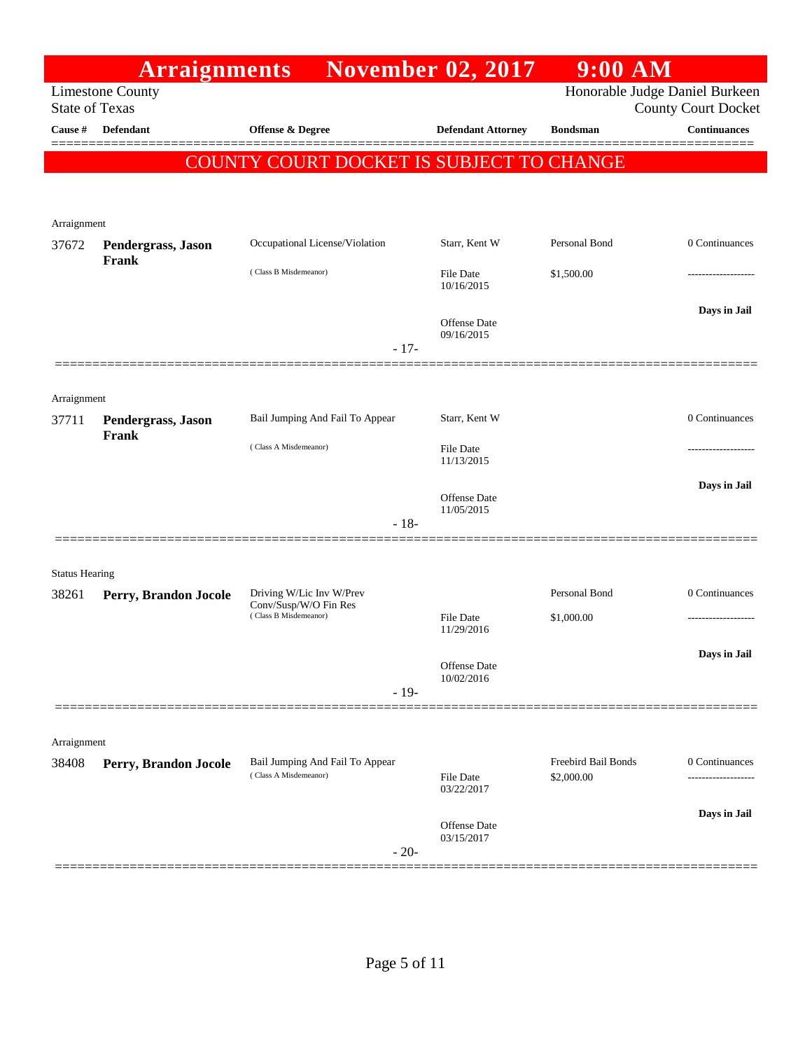# Arraignments November 02, 2017 9:00 AM

Limestone County
State of Texas

Honorable Judge Daniel Burkeen
County Court Docket

**COUNTY COURT DOCKET IS SUBJECT TO CHANGE**

| Cause # | Defendant | Offense & Degree | Defendant Attorney | Bondsman | Continuances |
|---|---|---|---|---|---|
| Arraignment | | | | | |
| 37672 | **Pendergrass, Jason Frank** | Occupational License/Violation (Class B Misdemeanor) | Starr, Kent W<br>File Date 10/16/2015<br>Offense Date 09/16/2015 | Personal Bond<br>$1,500.00 | 0 Continuances<br>-------------------<br>**Days in Jail** |
| | | - 17- | | | |
| Arraignment | | | | | |
| 37711 | **Pendergrass, Jason Frank** | Bail Jumping And Fail To Appear (Class A Misdemeanor) | Starr, Kent W<br>File Date 11/13/2015<br>Offense Date 11/05/2015 | | 0 Continuances<br>-------------------<br>**Days in Jail** |
| | | - 18- | | | |
| Status Hearing | | | | | |
| 38261 | **Perry, Brandon Jocole** | Driving W/Lic Inv W/Prev Conv/Susp/W/O Fin Res (Class B Misdemeanor) | File Date 11/29/2016<br>Offense Date 10/02/2016 | Personal Bond<br>$1,000.00 | 0 Continuances<br>-------------------<br>**Days in Jail** |
| | | - 19- | | | |
| Arraignment | | | | | |
| 38408 | **Perry, Brandon Jocole** | Bail Jumping And Fail To Appear (Class A Misdemeanor) | File Date 03/22/2017<br>Offense Date 03/15/2017 | Freebird Bail Bonds<br>$2,000.00 | 0 Continuances<br>-------------------<br>**Days in Jail** |
| | | - 20- | | | |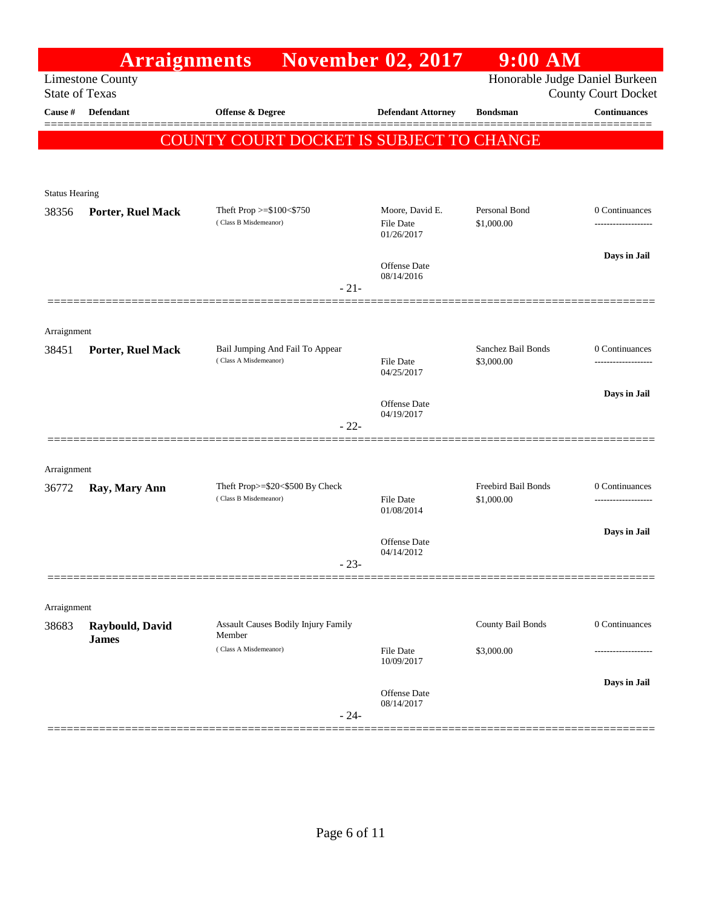# Arraignments November 02, 2017 9:00 AM

Limestone County
State of Texas

Honorable Judge Daniel Burkeen
County Court Docket

**COUNTY COURT DOCKET IS SUBJECT TO CHANGE**

| Cause # | Defendant | Offense & Degree | Defendant Attorney | Bondsman | Continuances |
|---|---|---|---|---|---|
| Status Hearing | | | | | |
| 38356 | **Porter, Ruel Mack** | Theft Prop >=$100<$750 (Class B Misdemeanor) | Moore, David E. File Date 01/26/2017 Offense Date 08/14/2016 | Personal Bond $1,000.00 | 0 Continuances ------------------- **Days in Jail** |
| - 21- | | | | | |
| Arraignment | | | | | |
| 38451 | **Porter, Ruel Mack** | Bail Jumping And Fail To Appear (Class A Misdemeanor) | File Date 04/25/2017 Offense Date 04/19/2017 | Sanchez Bail Bonds $3,000.00 | 0 Continuances ------------------- **Days in Jail** |
| - 22- | | | | | |
| Arraignment | | | | | |
| 36772 | **Ray, Mary Ann** | Theft Prop>=$20<$500 By Check (Class B Misdemeanor) | File Date 01/08/2014 Offense Date 04/14/2012 | Freebird Bail Bonds $1,000.00 | 0 Continuances ------------------- **Days in Jail** |
| - 23- | | | | | |
| Arraignment | | | | | |
| 38683 | **Raybould, David James** | Assault Causes Bodily Injury Family Member (Class A Misdemeanor) | File Date 10/09/2017 Offense Date 08/14/2017 | County Bail Bonds $3,000.00 | 0 Continuances ------------------- **Days in Jail** |
| - 24- | | | | | |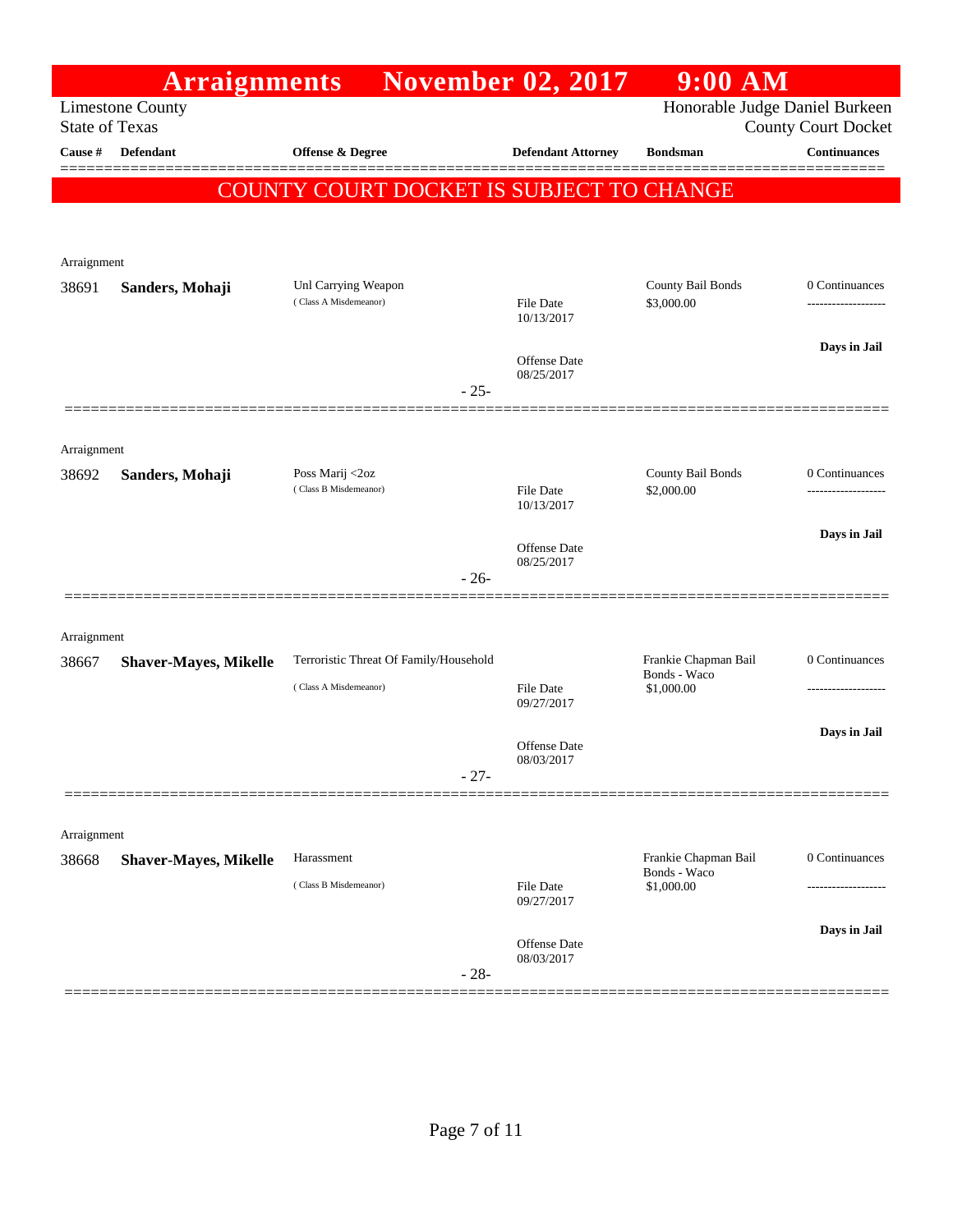# Arraignments November 02, 2017 9:00 AM

Limestone County
State of Texas

Honorable Judge Daniel Burkeen
County Court Docket

**COUNTY COURT DOCKET IS SUBJECT TO CHANGE**

| Cause # | Defendant | Offense & Degree | Defendant Attorney | Bondsman | Continuances |
|---|---|---|---|---|---|
| Arraignment | | | | | |
| 38691 | **Sanders, Mohaji** | Unl Carrying Weapon (Class A Misdemeanor) | File Date 10/13/2017; Offense Date 08/25/2017 | County Bail Bonds $3,000.00 | 0 Continuances; Days in Jail |
| | | | - 25- | | |
| Arraignment | | | | | |
| 38692 | **Sanders, Mohaji** | Poss Marij <2oz (Class B Misdemeanor) | File Date 10/13/2017; Offense Date 08/25/2017 | County Bail Bonds $2,000.00 | 0 Continuances; Days in Jail |
| | | | - 26- | | |
| Arraignment | | | | | |
| 38667 | **Shaver-Mayes, Mikelle** | Terroristic Threat Of Family/Household (Class A Misdemeanor) | File Date 09/27/2017; Offense Date 08/03/2017 | Frankie Chapman Bail Bonds - Waco $1,000.00 | 0 Continuances; Days in Jail |
| | | | - 27- | | |
| Arraignment | | | | | |
| 38668 | **Shaver-Mayes, Mikelle** | Harassment (Class B Misdemeanor) | File Date 09/27/2017; Offense Date 08/03/2017 | Frankie Chapman Bail Bonds - Waco $1,000.00 | 0 Continuances; Days in Jail |
| | | | - 28- | | |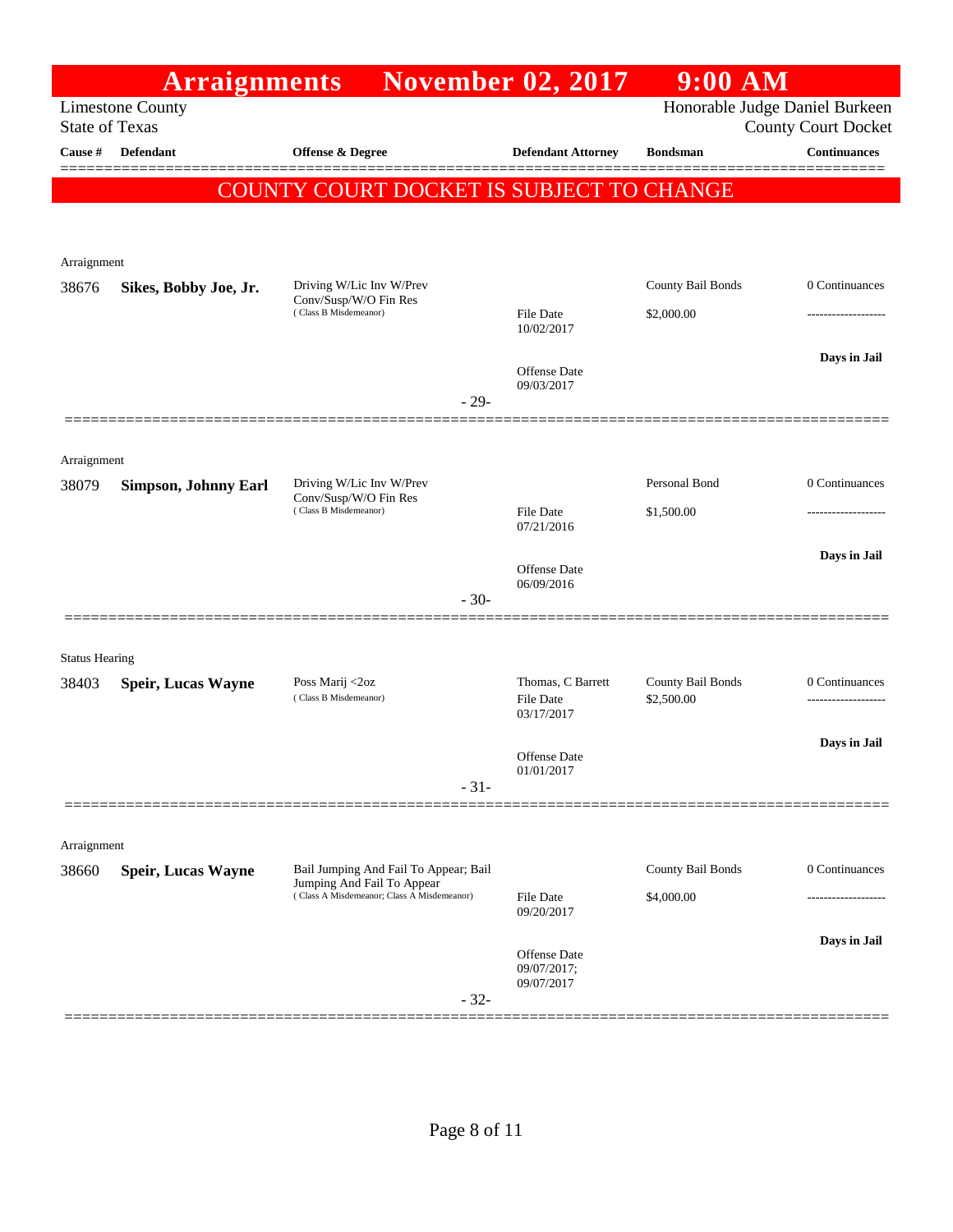# Arraignments November 02, 2017 9:00 AM

Limestone County
State of Texas

Honorable Judge Daniel Burkeen
County Court Docket

**COUNTY COURT DOCKET IS SUBJECT TO CHANGE**

| Cause # | Defendant | Offense & Degree | Defendant Attorney | Bondsman | Continuances |
|---|---|---|---|---|---|
| Arraignment | | | | | |
| 38676 | **Sikes, Bobby Joe, Jr.** | Driving W/Lic Inv W/Prev Conv/Susp/W/O Fin Res (Class B Misdemeanor) | File Date 10/02/2017; Offense Date 09/03/2017 | County Bail Bonds $2,000.00 | 0 Continuances; **Days in Jail** |
| | | - 29- | | | |
| Arraignment | | | | | |
| 38079 | **Simpson, Johnny Earl** | Driving W/Lic Inv W/Prev Conv/Susp/W/O Fin Res (Class B Misdemeanor) | File Date 07/21/2016; Offense Date 06/09/2016 | Personal Bond $1,500.00 | 0 Continuances; **Days in Jail** |
| | | - 30- | | | |
| Status Hearing | | | | | |
| 38403 | **Speir, Lucas Wayne** | Poss Marij <2oz (Class B Misdemeanor) | Thomas, C Barrett; File Date 03/17/2017; Offense Date 01/01/2017 | County Bail Bonds $2,500.00 | 0 Continuances; **Days in Jail** |
| | | - 31- | | | |
| Arraignment | | | | | |
| 38660 | **Speir, Lucas Wayne** | Bail Jumping And Fail To Appear; Bail Jumping And Fail To Appear (Class A Misdemeanor; Class A Misdemeanor) | File Date 09/20/2017; Offense Date 09/07/2017; 09/07/2017 | County Bail Bonds $4,000.00 | 0 Continuances; **Days in Jail** |
| | | - 32- | | | |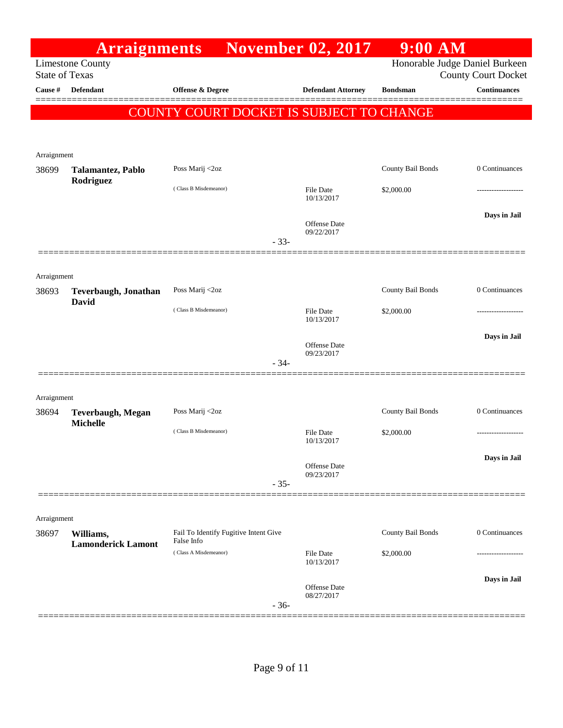# Arraignments November 02, 2017 9:00 AM

Limestone County
State of Texas

Honorable Judge Daniel Burkeen
County Court Docket

**COUNTY COURT DOCKET IS SUBJECT TO CHANGE**

| Cause # | Defendant | Offense & Degree | Defendant Attorney | Bondsman | Continuances |
|---|---|---|---|---|---|
| Arraignment | | | | | |
| 38699 | **Talamantez, Pablo Rodriguez** | Poss Marij <2oz | | County Bail Bonds | 0 Continuances |
| | | ( Class B Misdemeanor) | File Date 10/13/2017 | $2,000.00 | ------------------- |
| | | | Offense Date 09/22/2017 | | **Days in Jail** |
| | | - 33- | | | |
| Arraignment | | | | | |
| 38693 | **Teverbaugh, Jonathan David** | Poss Marij <2oz | | County Bail Bonds | 0 Continuances |
| | | ( Class B Misdemeanor) | File Date 10/13/2017 | $2,000.00 | ------------------- |
| | | | Offense Date 09/23/2017 | | **Days in Jail** |
| | | - 34- | | | |
| Arraignment | | | | | |
| 38694 | **Teverbaugh, Megan Michelle** | Poss Marij <2oz | | County Bail Bonds | 0 Continuances |
| | | ( Class B Misdemeanor) | File Date 10/13/2017 | $2,000.00 | ------------------- |
| | | | Offense Date 09/23/2017 | | **Days in Jail** |
| | | - 35- | | | |
| Arraignment | | | | | |
| 38697 | **Williams, Lamonderick Lamont** | Fail To Identify Fugitive Intent Give False Info | | County Bail Bonds | 0 Continuances |
| | | ( Class A Misdemeanor) | File Date 10/13/2017 | $2,000.00 | ------------------- |
| | | | Offense Date 08/27/2017 | | **Days in Jail** |
| | | - 36- | | | |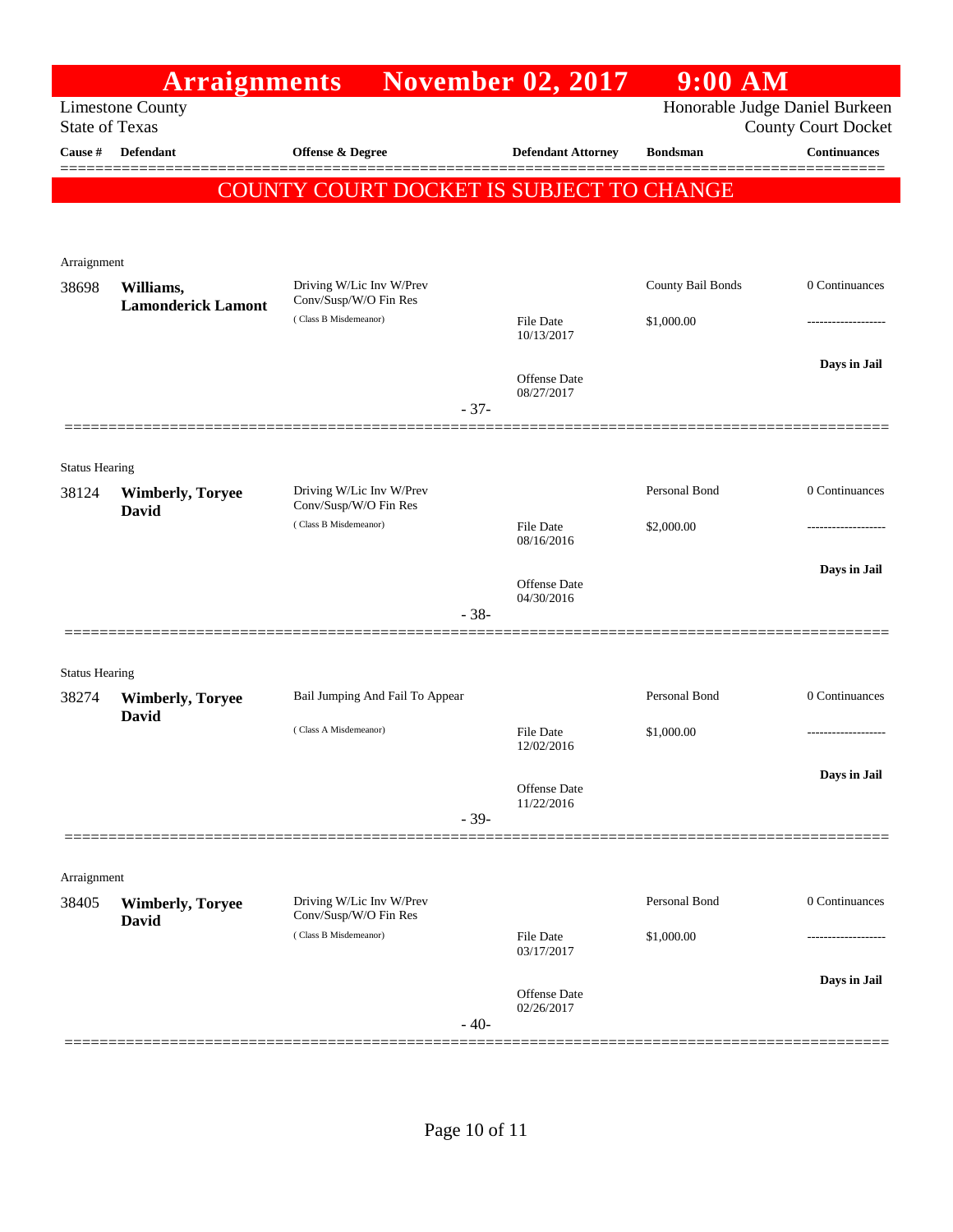# Arraignments November 02, 2017 9:00 AM

Limestone County
State of Texas

Honorable Judge Daniel Burkeen
County Court Docket

| Cause # | Defendant | Offense & Degree | Defendant Attorney | Bondsman | Continuances |
|---|---|---|---|---|---|

**COUNTY COURT DOCKET IS SUBJECT TO CHANGE**

Arraignment

| Cause # | Defendant | Offense & Degree | Defendant Attorney | Bondsman | Continuances |
|---|---|---|---|---|---|
| 38698 | **Williams, Lamonderick Lamont** | Driving W/Lic Inv W/Prev Conv/Susp/W/O Fin Res | | County Bail Bonds | 0 Continuances |
| | | ( Class B Misdemeanor) | File Date 10/13/2017 | $1,000.00 | ------------------- |
| | | | Offense Date 08/27/2017 | | **Days in Jail** |

- 37-

Status Hearing

| Cause # | Defendant | Offense & Degree | Defendant Attorney | Bondsman | Continuances |
|---|---|---|---|---|---|
| 38124 | **Wimberly, Toryee David** | Driving W/Lic Inv W/Prev Conv/Susp/W/O Fin Res | | Personal Bond | 0 Continuances |
| | | ( Class B Misdemeanor) | File Date 08/16/2016 | $2,000.00 | ------------------- |
| | | | Offense Date 04/30/2016 | | **Days in Jail** |

- 38-

Status Hearing

| Cause # | Defendant | Offense & Degree | Defendant Attorney | Bondsman | Continuances |
|---|---|---|---|---|---|
| 38274 | **Wimberly, Toryee David** | Bail Jumping And Fail To Appear | | Personal Bond | 0 Continuances |
| | | ( Class A Misdemeanor) | File Date 12/02/2016 | $1,000.00 | ------------------- |
| | | | Offense Date 11/22/2016 | | **Days in Jail** |

- 39-

Arraignment

| Cause # | Defendant | Offense & Degree | Defendant Attorney | Bondsman | Continuances |
|---|---|---|---|---|---|
| 38405 | **Wimberly, Toryee David** | Driving W/Lic Inv W/Prev Conv/Susp/W/O Fin Res | | Personal Bond | 0 Continuances |
| | | ( Class B Misdemeanor) | File Date 03/17/2017 | $1,000.00 | ------------------- |
| | | | Offense Date 02/26/2017 | | **Days in Jail** |

- 40-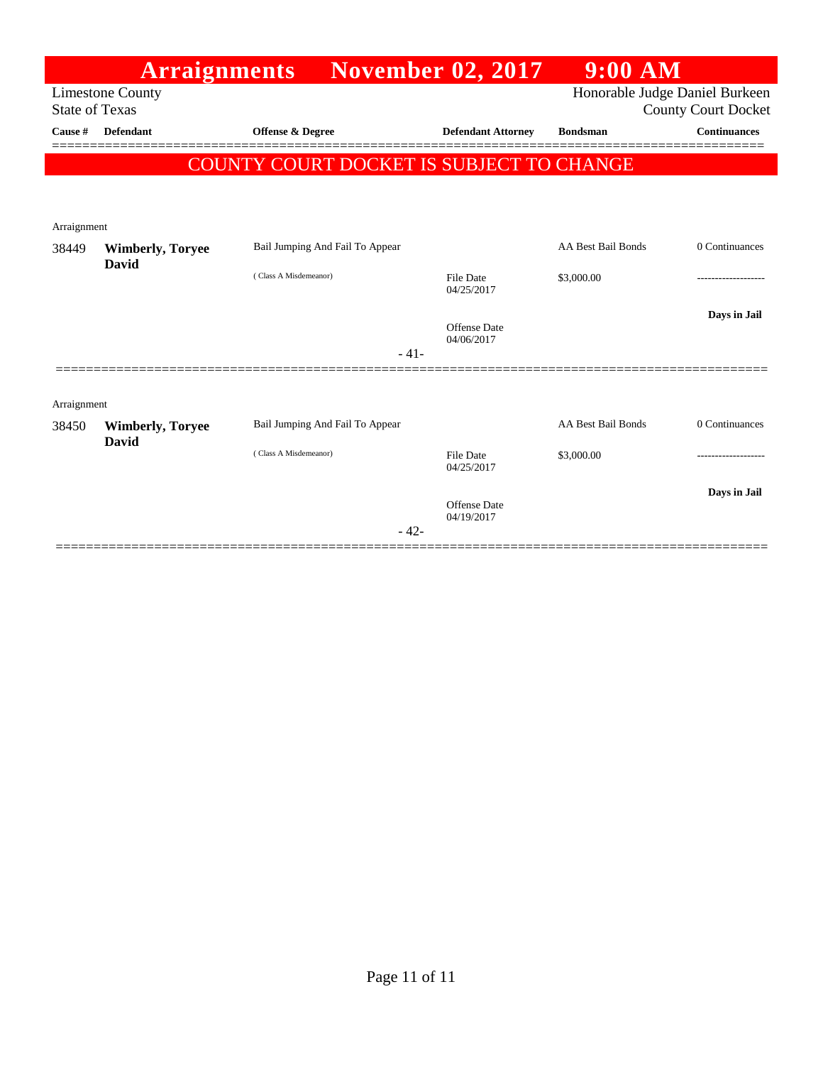# Arraignments November 02, 2017 9:00 AM

Limestone County
State of Texas

Honorable Judge Daniel Burkeen
County Court Docket

| Cause # | Defendant | Offense & Degree | Defendant Attorney | Bondsman | Continuances |
|---|---|---|---|---|---|

**COUNTY COURT DOCKET IS SUBJECT TO CHANGE**

Arraignment

| Cause # | Defendant | Offense & Degree | Defendant Attorney | Bondsman | Continuances |
|---|---|---|---|---|---|
| 38449 | **Wimberly, Toryee David** | Bail Jumping And Fail To Appear | | AA Best Bail Bonds | 0 Continuances |
| | | ( Class A Misdemeanor) | File Date 04/25/2017 | $3,000.00 | ------------------- |
| | | | Offense Date 04/06/2017 | | **Days in Jail** |

- 41-

Arraignment

| Cause # | Defendant | Offense & Degree | Defendant Attorney | Bondsman | Continuances |
|---|---|---|---|---|---|
| 38450 | **Wimberly, Toryee David** | Bail Jumping And Fail To Appear | | AA Best Bail Bonds | 0 Continuances |
| | | ( Class A Misdemeanor) | File Date 04/25/2017 | $3,000.00 | ------------------- |
| | | | Offense Date 04/19/2017 | | **Days in Jail** |

- 42-